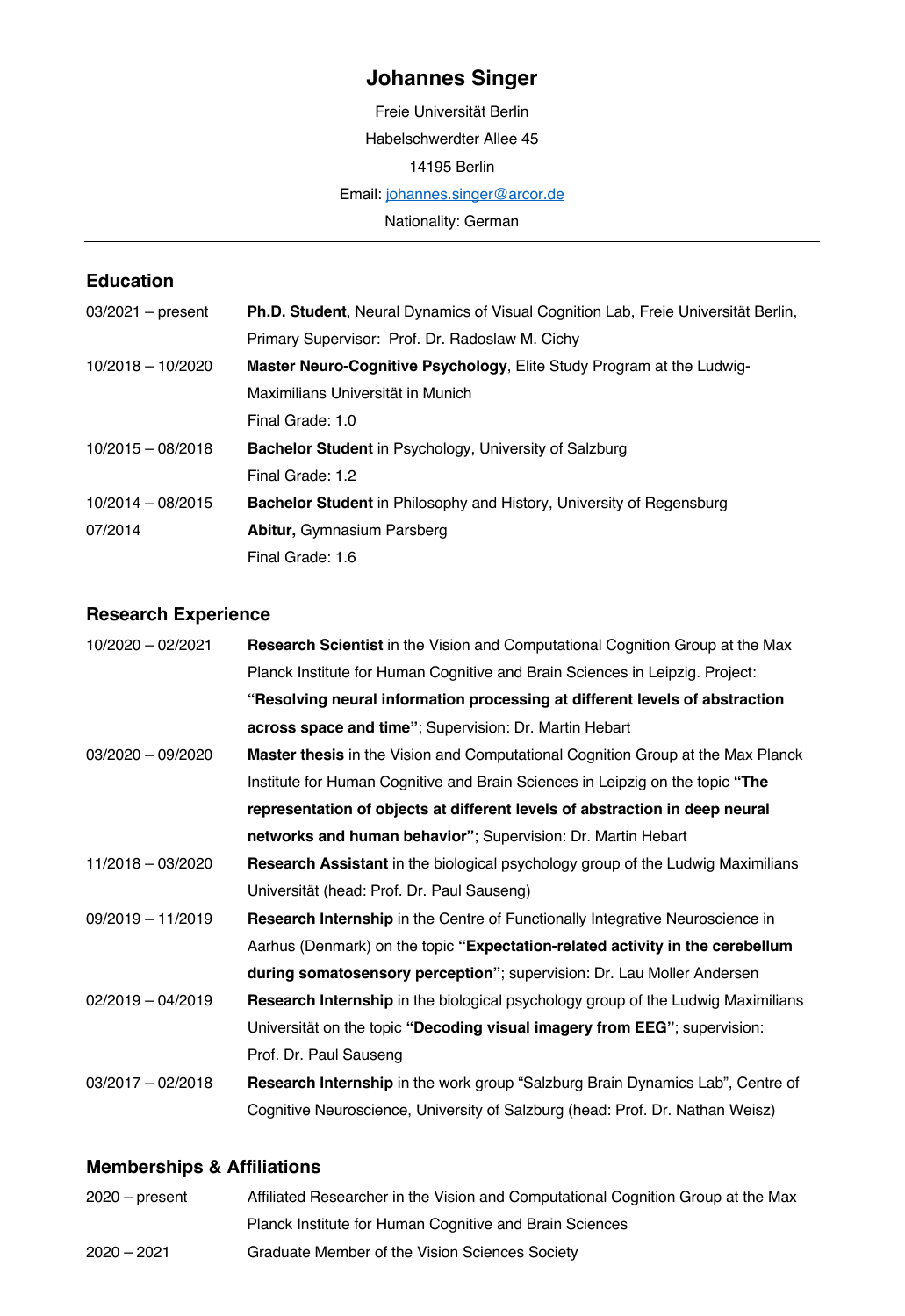# Johannes Singer

Freie Universität Berlin

Habelschwerdter Allee 45

14195 Berlin

Email: [johannes.singer@arcor.de](mailto:johannes.singer@arcor.de)

Nationality: German

---

## Education

| | |
|---|---|
| 03/2021 – present | **Ph.D. Student**, Neural Dynamics of Visual Cognition Lab, Freie Universität Berlin, Primary Supervisor: Prof. Dr. Radoslaw M. Cichy |
| 10/2018 – 10/2020 | **Master Neuro-Cognitive Psychology**, Elite Study Program at the Ludwig-Maximilians Universität in Munich<br>Final Grade: 1.0 |
| 10/2015 – 08/2018 | **Bachelor Student** in Psychology, University of Salzburg<br>Final Grade: 1.2 |
| 10/2014 – 08/2015 | **Bachelor Student** in Philosophy and History, University of Regensburg |
| 07/2014 | **Abitur,** Gymnasium Parsberg<br>Final Grade: 1.6 |

## Research Experience

| | |
|---|---|
| 10/2020 – 02/2021 | **Research Scientist** in the Vision and Computational Cognition Group at the Max Planck Institute for Human Cognitive and Brain Sciences in Leipzig. Project: **"Resolving neural information processing at different levels of abstraction across space and time"**; Supervision: Dr. Martin Hebart |
| 03/2020 – 09/2020 | **Master thesis** in the Vision and Computational Cognition Group at the Max Planck Institute for Human Cognitive and Brain Sciences in Leipzig on the topic **"The representation of objects at different levels of abstraction in deep neural networks and human behavior"**; Supervision: Dr. Martin Hebart |
| 11/2018 – 03/2020 | **Research Assistant** in the biological psychology group of the Ludwig Maximilians Universität (head: Prof. Dr. Paul Sauseng) |
| 09/2019 – 11/2019 | **Research Internship** in the Centre of Functionally Integrative Neuroscience in Aarhus (Denmark) on the topic **"Expectation-related activity in the cerebellum during somatosensory perception"**; supervision: Dr. Lau Moller Andersen |
| 02/2019 – 04/2019 | **Research Internship** in the biological psychology group of the Ludwig Maximilians Universität on the topic **"Decoding visual imagery from EEG"**; supervision: Prof. Dr. Paul Sauseng |
| 03/2017 – 02/2018 | **Research Internship** in the work group "Salzburg Brain Dynamics Lab", Centre of Cognitive Neuroscience, University of Salzburg (head: Prof. Dr. Nathan Weisz) |

## Memberships & Affiliations

| | |
|---|---|
| 2020 – present | Affiliated Researcher in the Vision and Computational Cognition Group at the Max Planck Institute for Human Cognitive and Brain Sciences |
| 2020 – 2021 | Graduate Member of the Vision Sciences Society |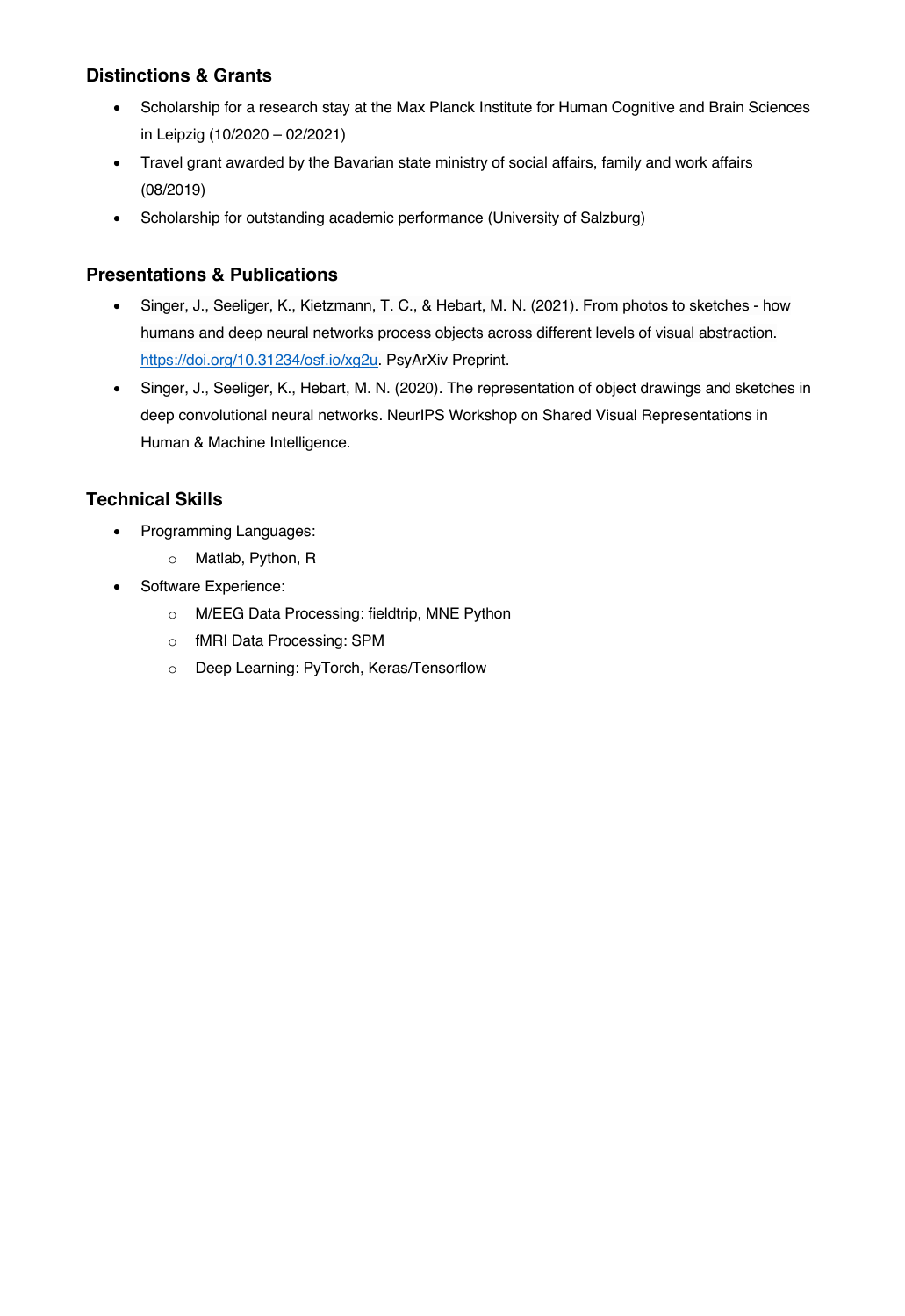### Distinctions & Grants

- Scholarship for a research stay at the Max Planck Institute for Human Cognitive and Brain Sciences in Leipzig (10/2020 – 02/2021)
- Travel grant awarded by the Bavarian state ministry of social affairs, family and work affairs (08/2019)
- Scholarship for outstanding academic performance (University of Salzburg)

### Presentations & Publications

- Singer, J., Seeliger, K., Kietzmann, T. C., & Hebart, M. N. (2021). From photos to sketches - how humans and deep neural networks process objects across different levels of visual abstraction. https://doi.org/10.31234/osf.io/xg2u. PsyArXiv Preprint.
- Singer, J., Seeliger, K., Hebart, M. N. (2020). The representation of object drawings and sketches in deep convolutional neural networks. NeurIPS Workshop on Shared Visual Representations in Human & Machine Intelligence.

### Technical Skills

- Programming Languages:
  - Matlab, Python, R
- Software Experience:
  - M/EEG Data Processing: fieldtrip, MNE Python
  - fMRI Data Processing: SPM
  - Deep Learning: PyTorch, Keras/Tensorflow